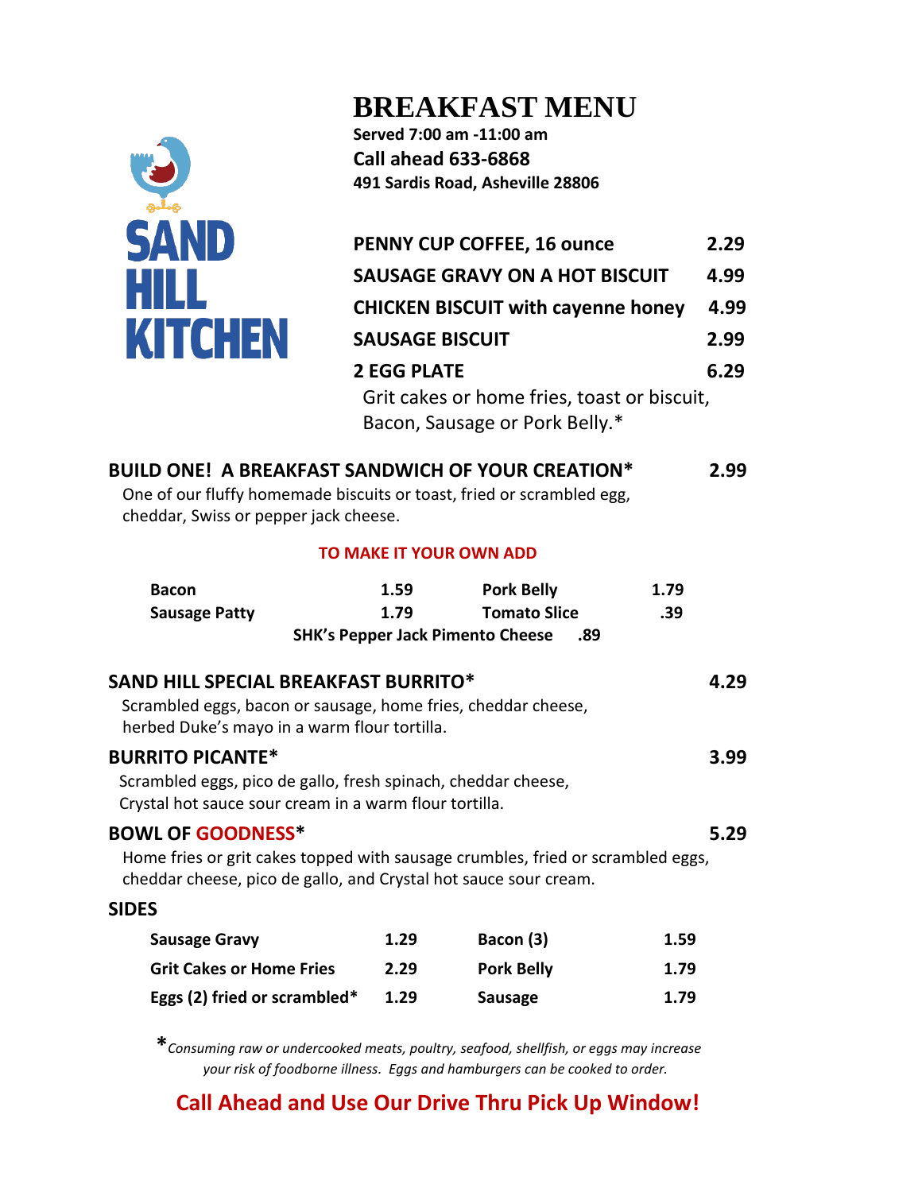SAND HILL KITCHEN

# BREAKFAST MENU

**Served 7:00 am -11:00 am**
**Call ahead 633-6868**
**491 Sardis Road, Asheville 28806**

| | |
|---|---|
| **PENNY CUP COFFEE, 16 ounce** | **2.29** |
| **SAUSAGE GRAVY ON A HOT BISCUIT** | **4.99** |
| **CHICKEN BISCUIT with cayenne honey** | **4.99** |
| **SAUSAGE BISCUIT** | **2.99** |
| **2 EGG PLATE** | **6.29** |

Grit cakes or home fries, toast or biscuit, Bacon, Sausage or Pork Belly.*

## BUILD ONE! A BREAKFAST SANDWICH OF YOUR CREATION* — 2.99

One of our fluffy homemade biscuits or toast, fried or scrambled egg, cheddar, Swiss or pepper jack cheese.

**TO MAKE IT YOUR OWN ADD**

| | | | |
|---|---|---|---|
| **Bacon** | **1.59** | **Pork Belly** | **1.79** |
| **Sausage Patty** | **1.79** | **Tomato Slice** | **.39** |
| **SHK's Pepper Jack Pimento Cheese** | **.89** | | |

## SAND HILL SPECIAL BREAKFAST BURRITO* — 4.29

Scrambled eggs, bacon or sausage, home fries, cheddar cheese, herbed Duke's mayo in a warm flour tortilla.

## BURRITO PICANTE* — 3.99

Scrambled eggs, pico de gallo, fresh spinach, cheddar cheese, Crystal hot sauce sour cream in a warm flour tortilla.

## BOWL OF GOODNESS* — 5.29

Home fries or grit cakes topped with sausage crumbles, fried or scrambled eggs, cheddar cheese, pico de gallo, and Crystal hot sauce sour cream.

## SIDES

| | | | |
|---|---|---|---|
| **Sausage Gravy** | **1.29** | **Bacon (3)** | **1.59** |
| **Grit Cakes or Home Fries** | **2.29** | **Pork Belly** | **1.79** |
| **Eggs (2) fried or scrambled*** | **1.29** | **Sausage** | **1.79** |

**\***_Consuming raw or undercooked meats, poultry, seafood, shellfish, or eggs may increase your risk of foodborne illness. Eggs and hamburgers can be cooked to order._

**Call Ahead and Use Our Drive Thru Pick Up Window!**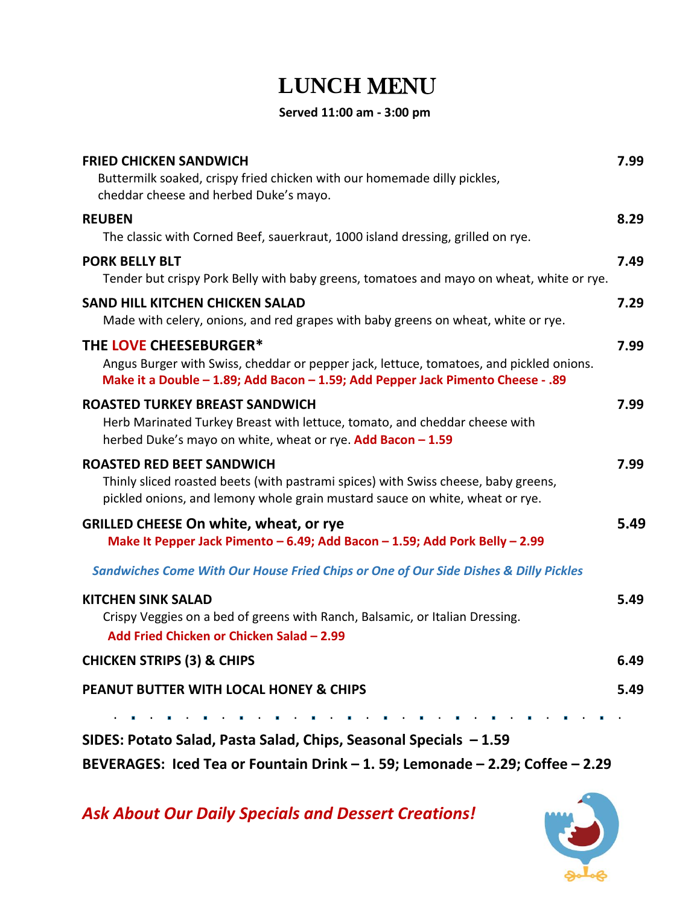# LUNCH MENU

**Served 11:00 am - 3:00 pm**

**FRIED CHICKEN SANDWICH** **7.99**
Buttermilk soaked, crispy fried chicken with our homemade dilly pickles, cheddar cheese and herbed Duke's mayo.

**REUBEN** **8.29**
The classic with Corned Beef, sauerkraut, 1000 island dressing, grilled on rye.

**PORK BELLY BLT** **7.49**
Tender but crispy Pork Belly with baby greens, tomatoes and mayo on wheat, white or rye.

**SAND HILL KITCHEN CHICKEN SALAD** **7.29**
Made with celery, onions, and red grapes with baby greens on wheat, white or rye.

**THE LOVE CHEESEBURGER*** **7.99**
Angus Burger with Swiss, cheddar or pepper jack, lettuce, tomatoes, and pickled onions.
**Make it a Double – 1.89; Add Bacon – 1.59; Add Pepper Jack Pimento Cheese - .89**

**ROASTED TURKEY BREAST SANDWICH** **7.99**
Herb Marinated Turkey Breast with lettuce, tomato, and cheddar cheese with herbed Duke's mayo on white, wheat or rye. **Add Bacon – 1.59**

**ROASTED RED BEET SANDWICH** **7.99**
Thinly sliced roasted beets (with pastrami spices) with Swiss cheese, baby greens, pickled onions, and lemony whole grain mustard sauce on white, wheat or rye.

**GRILLED CHEESE On white, wheat, or rye** **5.49**
**Make It Pepper Jack Pimento – 6.49; Add Bacon – 1.59; Add Pork Belly – 2.99**

***Sandwiches Come With Our House Fried Chips or One of Our Side Dishes & Dilly Pickles***

**KITCHEN SINK SALAD** **5.49**
Crispy Veggies on a bed of greens with Ranch, Balsamic, or Italian Dressing.
**Add Fried Chicken or Chicken Salad – 2.99**

**CHICKEN STRIPS (3) & CHIPS** **6.49**

**PEANUT BUTTER WITH LOCAL HONEY & CHIPS** **5.49**

**SIDES: Potato Salad, Pasta Salad, Chips, Seasonal Specials – 1.59**

**BEVERAGES: Iced Tea or Fountain Drink – 1. 59; Lemonade – 2.29; Coffee – 2.29**

***Ask About Our Daily Specials and Dessert Creations!***